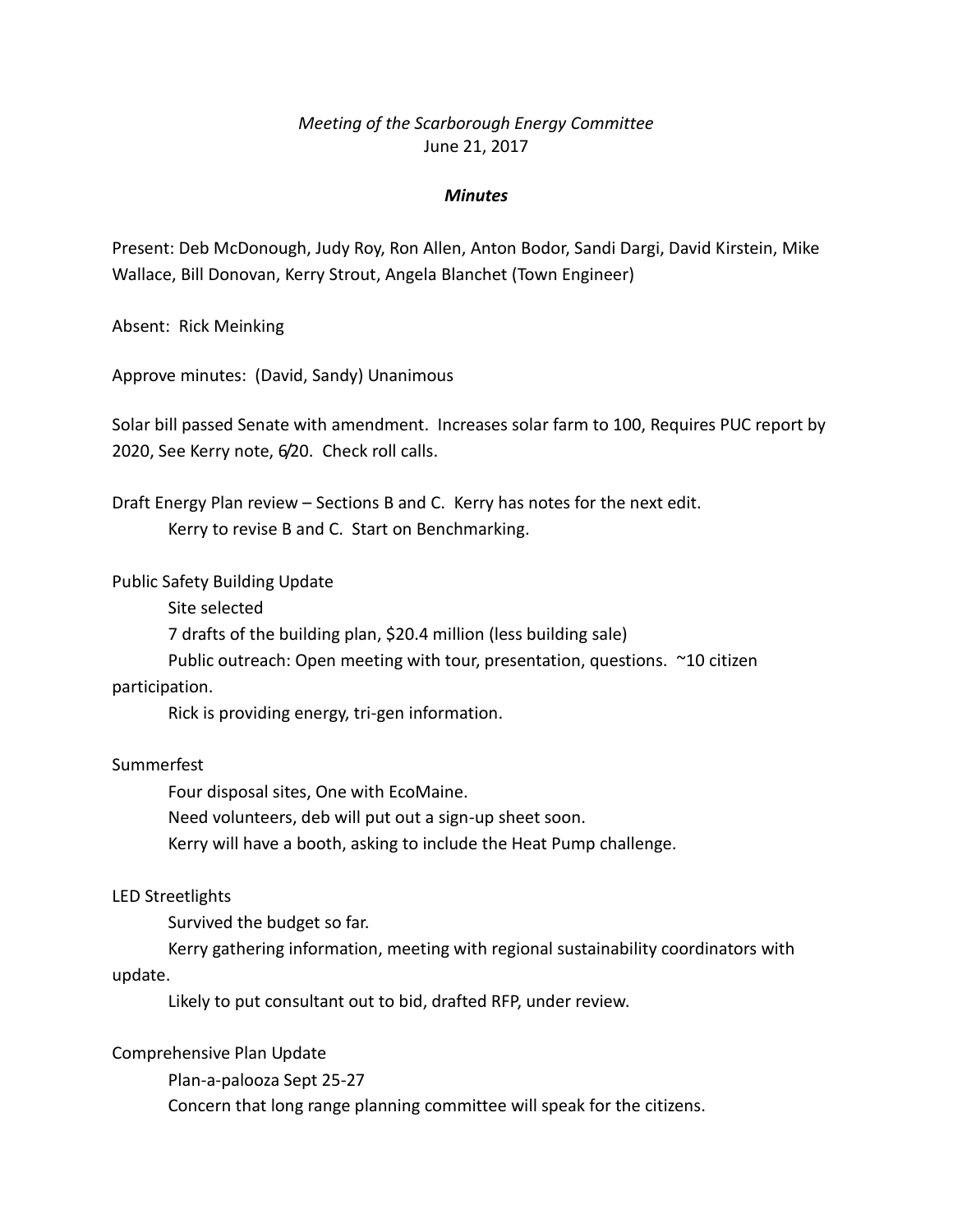*Meeting of the Scarborough Energy Committee*
June 21, 2017

***Minutes***

Present: Deb McDonough, Judy Roy, Ron Allen, Anton Bodor, Sandi Dargi, David Kirstein, Mike Wallace, Bill Donovan, Kerry Strout, Angela Blanchet (Town Engineer)

Absent: Rick Meinking

Approve minutes: (David, Sandy) Unanimous

Solar bill passed Senate with amendment. Increases solar farm to 100, Requires PUC report by 2020, See Kerry note, 6/20. Check roll calls.

Draft Energy Plan review – Sections B and C. Kerry has notes for the next edit.
  Kerry to revise B and C. Start on Benchmarking.

Public Safety Building Update
  Site selected
  7 drafts of the building plan, $20.4 million (less building sale)
  Public outreach: Open meeting with tour, presentation, questions. ~10 citizen participation.
  Rick is providing energy, tri-gen information.

Summerfest
  Four disposal sites, One with EcoMaine.
  Need volunteers, deb will put out a sign-up sheet soon.
  Kerry will have a booth, asking to include the Heat Pump challenge.

LED Streetlights
  Survived the budget so far.
  Kerry gathering information, meeting with regional sustainability coordinators with update.
  Likely to put consultant out to bid, drafted RFP, under review.

Comprehensive Plan Update
  Plan-a-palooza Sept 25-27
  Concern that long range planning committee will speak for the citizens.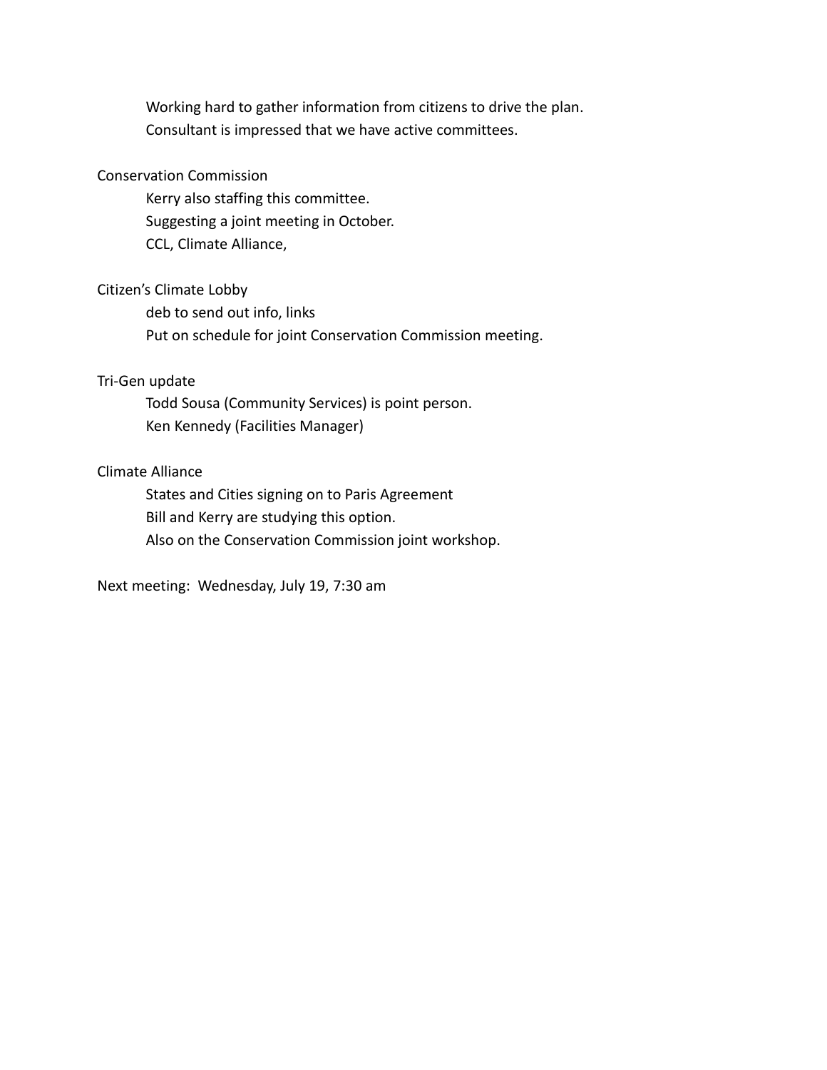Working hard to gather information from citizens to drive the plan.
Consultant is impressed that we have active committees.

Conservation Commission

Kerry also staffing this committee.
Suggesting a joint meeting in October.
CCL, Climate Alliance,

Citizen's Climate Lobby

deb to send out info, links
Put on schedule for joint Conservation Commission meeting.

Tri-Gen update

Todd Sousa (Community Services) is point person.
Ken Kennedy (Facilities Manager)

Climate Alliance

States and Cities signing on to Paris Agreement
Bill and Kerry are studying this option.
Also on the Conservation Commission joint workshop.

Next meeting: Wednesday, July 19, 7:30 am